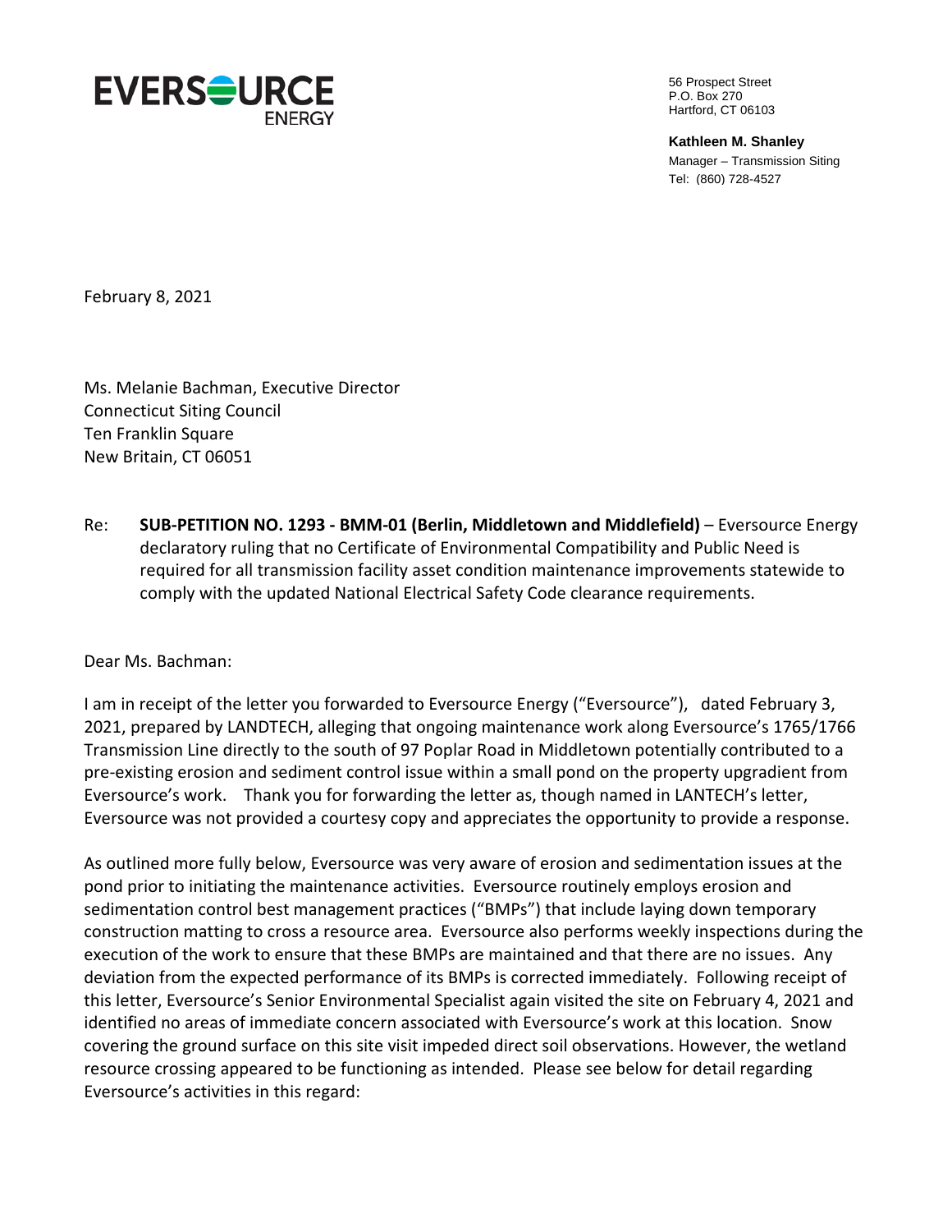**EVERSOURCE ENERGY**

56 Prospect Street
P.O. Box 270
Hartford, CT 06103

**Kathleen M. Shanley**
Manager – Transmission Siting
Tel: (860) 728-4527

February 8, 2021

Ms. Melanie Bachman, Executive Director
Connecticut Siting Council
Ten Franklin Square
New Britain, CT 06051

Re: **SUB-PETITION NO. 1293 - BMM-01 (Berlin, Middletown and Middlefield)** – Eversource Energy declaratory ruling that no Certificate of Environmental Compatibility and Public Need is required for all transmission facility asset condition maintenance improvements statewide to comply with the updated National Electrical Safety Code clearance requirements.

Dear Ms. Bachman:

I am in receipt of the letter you forwarded to Eversource Energy ("Eversource"), dated February 3, 2021, prepared by LANDTECH, alleging that ongoing maintenance work along Eversource's 1765/1766 Transmission Line directly to the south of 97 Poplar Road in Middletown potentially contributed to a pre-existing erosion and sediment control issue within a small pond on the property upgradient from Eversource's work. Thank you for forwarding the letter as, though named in LANTECH's letter, Eversource was not provided a courtesy copy and appreciates the opportunity to provide a response.

As outlined more fully below, Eversource was very aware of erosion and sedimentation issues at the pond prior to initiating the maintenance activities. Eversource routinely employs erosion and sedimentation control best management practices ("BMPs") that include laying down temporary construction matting to cross a resource area. Eversource also performs weekly inspections during the execution of the work to ensure that these BMPs are maintained and that there are no issues. Any deviation from the expected performance of its BMPs is corrected immediately. Following receipt of this letter, Eversource's Senior Environmental Specialist again visited the site on February 4, 2021 and identified no areas of immediate concern associated with Eversource's work at this location. Snow covering the ground surface on this site visit impeded direct soil observations. However, the wetland resource crossing appeared to be functioning as intended. Please see below for detail regarding Eversource's activities in this regard: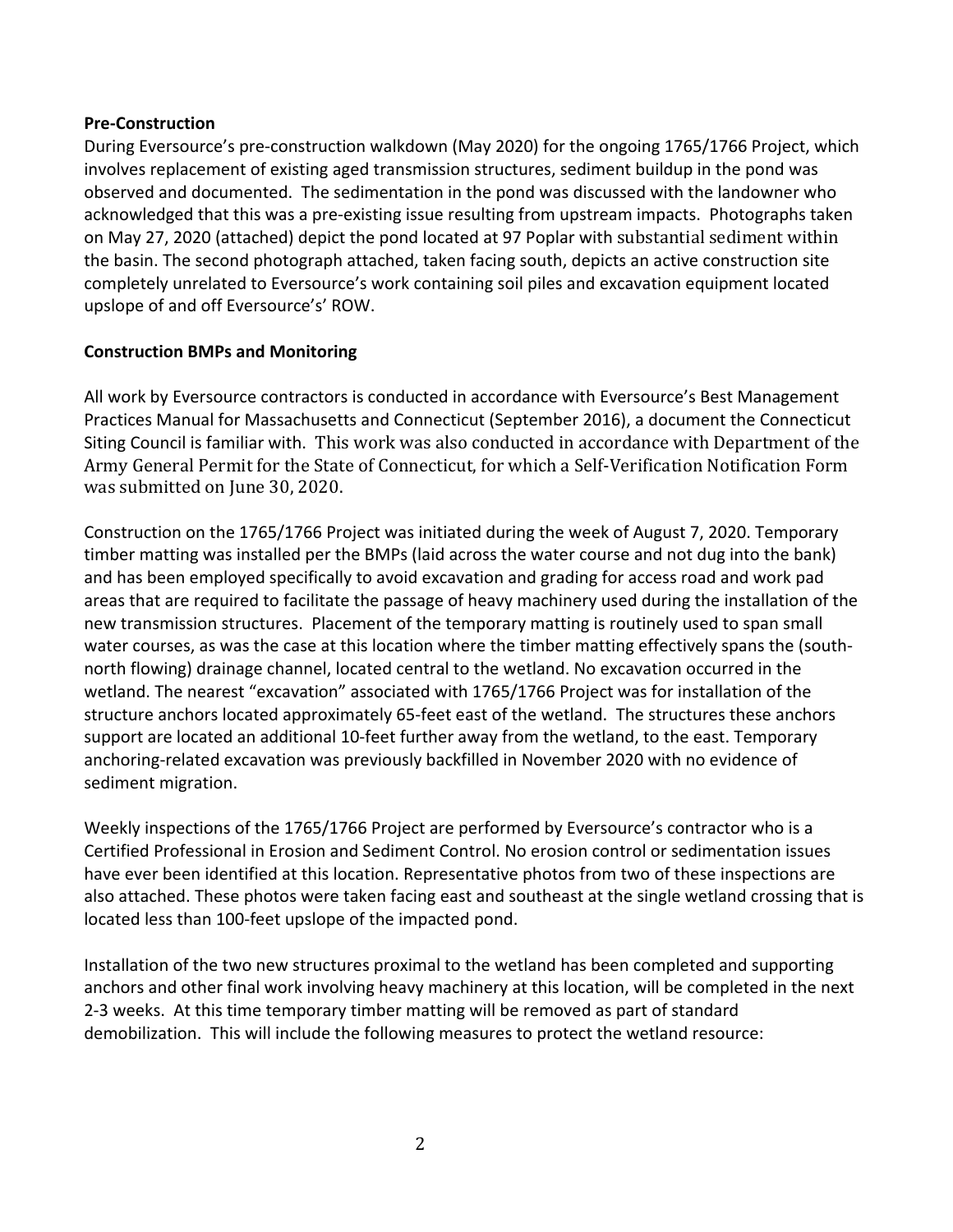**Pre-Construction**

During Eversource's pre-construction walkdown (May 2020) for the ongoing 1765/1766 Project, which involves replacement of existing aged transmission structures, sediment buildup in the pond was observed and documented. The sedimentation in the pond was discussed with the landowner who acknowledged that this was a pre-existing issue resulting from upstream impacts. Photographs taken on May 27, 2020 (attached) depict the pond located at 97 Poplar with substantial sediment within the basin. The second photograph attached, taken facing south, depicts an active construction site completely unrelated to Eversource's work containing soil piles and excavation equipment located upslope of and off Eversource's' ROW.

**Construction BMPs and Monitoring**

All work by Eversource contractors is conducted in accordance with Eversource's Best Management Practices Manual for Massachusetts and Connecticut (September 2016), a document the Connecticut Siting Council is familiar with. This work was also conducted in accordance with Department of the Army General Permit for the State of Connecticut, for which a Self-Verification Notification Form was submitted on June 30, 2020.

Construction on the 1765/1766 Project was initiated during the week of August 7, 2020. Temporary timber matting was installed per the BMPs (laid across the water course and not dug into the bank) and has been employed specifically to avoid excavation and grading for access road and work pad areas that are required to facilitate the passage of heavy machinery used during the installation of the new transmission structures. Placement of the temporary matting is routinely used to span small water courses, as was the case at this location where the timber matting effectively spans the (south-north flowing) drainage channel, located central to the wetland. No excavation occurred in the wetland. The nearest "excavation" associated with 1765/1766 Project was for installation of the structure anchors located approximately 65-feet east of the wetland. The structures these anchors support are located an additional 10-feet further away from the wetland, to the east. Temporary anchoring-related excavation was previously backfilled in November 2020 with no evidence of sediment migration.

Weekly inspections of the 1765/1766 Project are performed by Eversource's contractor who is a Certified Professional in Erosion and Sediment Control. No erosion control or sedimentation issues have ever been identified at this location. Representative photos from two of these inspections are also attached. These photos were taken facing east and southeast at the single wetland crossing that is located less than 100-feet upslope of the impacted pond.

Installation of the two new structures proximal to the wetland has been completed and supporting anchors and other final work involving heavy machinery at this location, will be completed in the next 2-3 weeks. At this time temporary timber matting will be removed as part of standard demobilization. This will include the following measures to protect the wetland resource: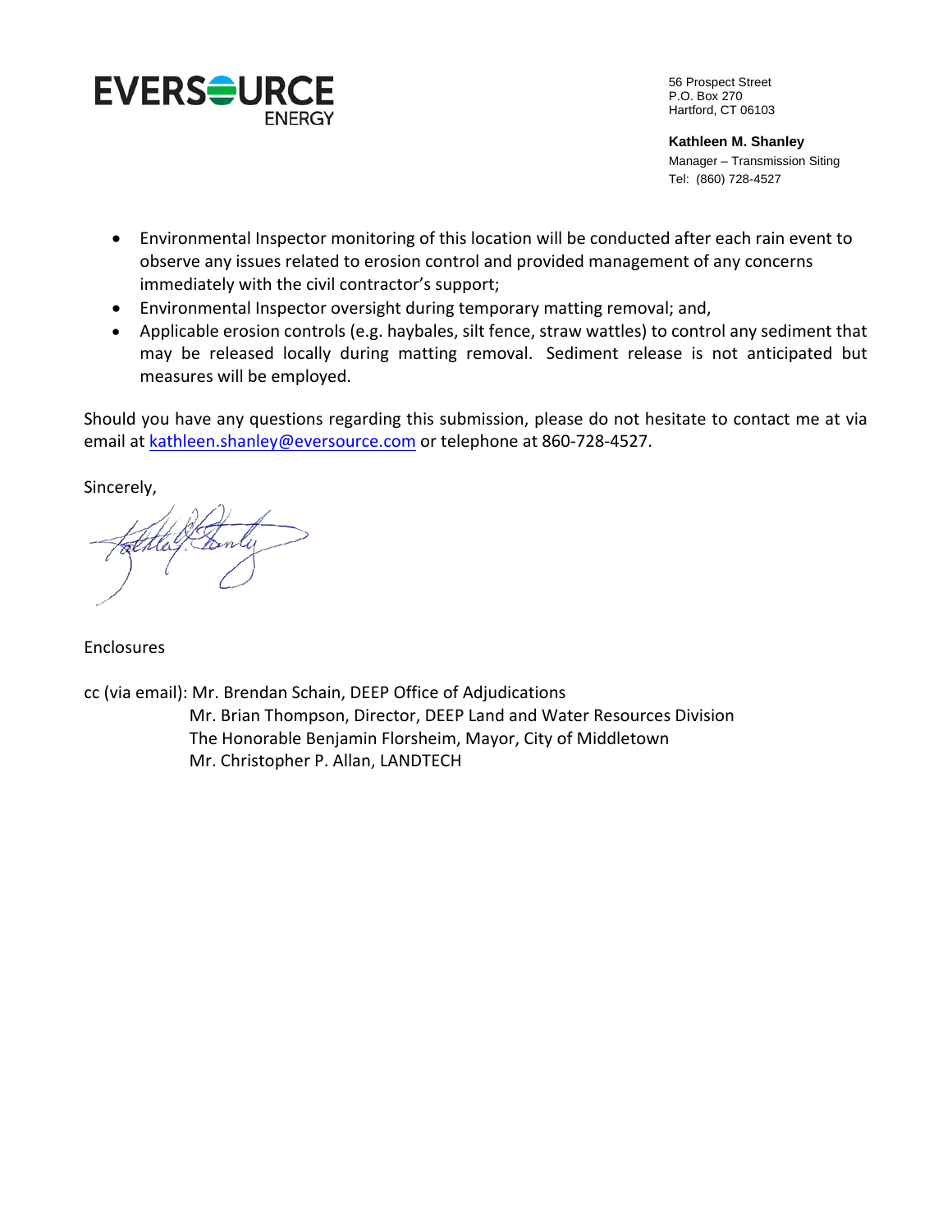56 Prospect Street
P.O. Box 270
Hartford, CT 06103

**Kathleen M. Shanley**
Manager – Transmission Siting
Tel: (860) 728-4527

- Environmental Inspector monitoring of this location will be conducted after each rain event to observe any issues related to erosion control and provided management of any concerns immediately with the civil contractor's support;
- Environmental Inspector oversight during temporary matting removal; and,
- Applicable erosion controls (e.g. haybales, silt fence, straw wattles) to control any sediment that may be released locally during matting removal. Sediment release is not anticipated but measures will be employed.

Should you have any questions regarding this submission, please do not hesitate to contact me at via email at kathleen.shanley@eversource.com or telephone at 860-728-4527.

Sincerely,

Enclosures

cc (via email): Mr. Brendan Schain, DEEP Office of Adjudications
Mr. Brian Thompson, Director, DEEP Land and Water Resources Division
The Honorable Benjamin Florsheim, Mayor, City of Middletown
Mr. Christopher P. Allan, LANDTECH